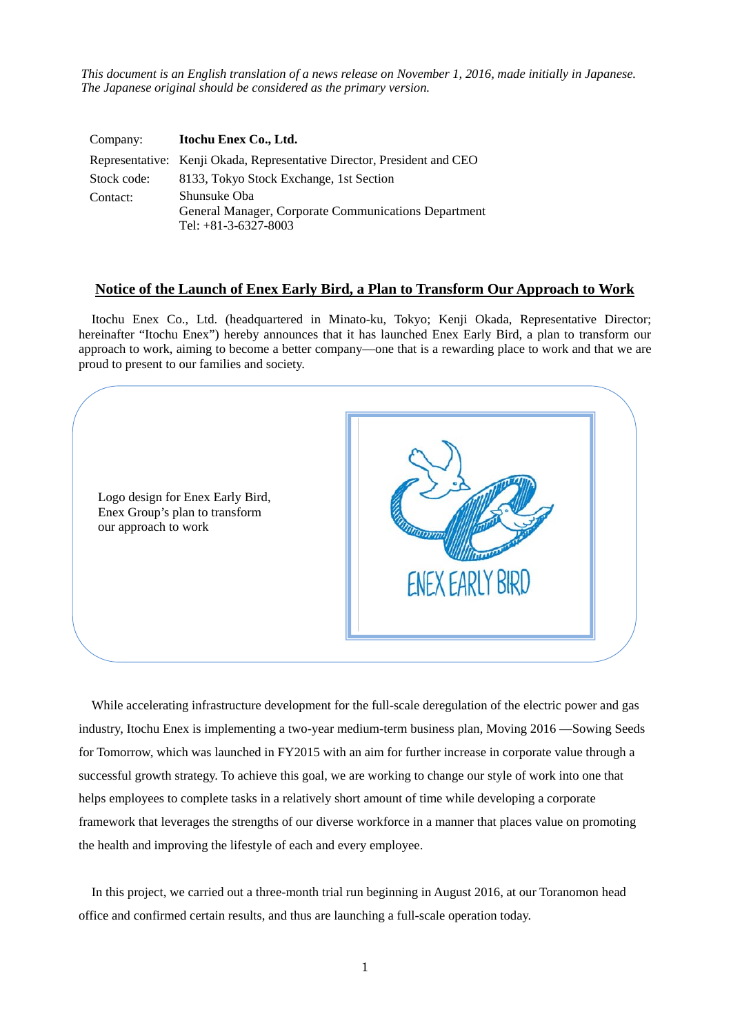*This document is an English translation of a news release on November 1, 2016, made initially in Japanese. The Japanese original should be considered as the primary version.*

| | |
|---|---|
| Company: | **Itochu Enex Co., Ltd.** |
| Representative: | Kenji Okada, Representative Director, President and CEO |
| Stock code: | 8133, Tokyo Stock Exchange, 1st Section |
| Contact: | Shunsuke Oba<br>General Manager, Corporate Communications Department<br>Tel: +81-3-6327-8003 |

## Notice of the Launch of Enex Early Bird, a Plan to Transform Our Approach to Work

Itochu Enex Co., Ltd. (headquartered in Minato-ku, Tokyo; Kenji Okada, Representative Director; hereinafter "Itochu Enex") hereby announces that it has launched Enex Early Bird, a plan to transform our approach to work, aiming to become a better company—one that is a rewarding place to work and that we are proud to present to our families and society.

Logo design for Enex Early Bird, Enex Group's plan to transform our approach to work

ENEX EARLY BIRD

While accelerating infrastructure development for the full-scale deregulation of the electric power and gas industry, Itochu Enex is implementing a two-year medium-term business plan, Moving 2016 —Sowing Seeds for Tomorrow, which was launched in FY2015 with an aim for further increase in corporate value through a successful growth strategy. To achieve this goal, we are working to change our style of work into one that helps employees to complete tasks in a relatively short amount of time while developing a corporate framework that leverages the strengths of our diverse workforce in a manner that places value on promoting the health and improving the lifestyle of each and every employee.

In this project, we carried out a three-month trial run beginning in August 2016, at our Toranomon head office and confirmed certain results, and thus are launching a full-scale operation today.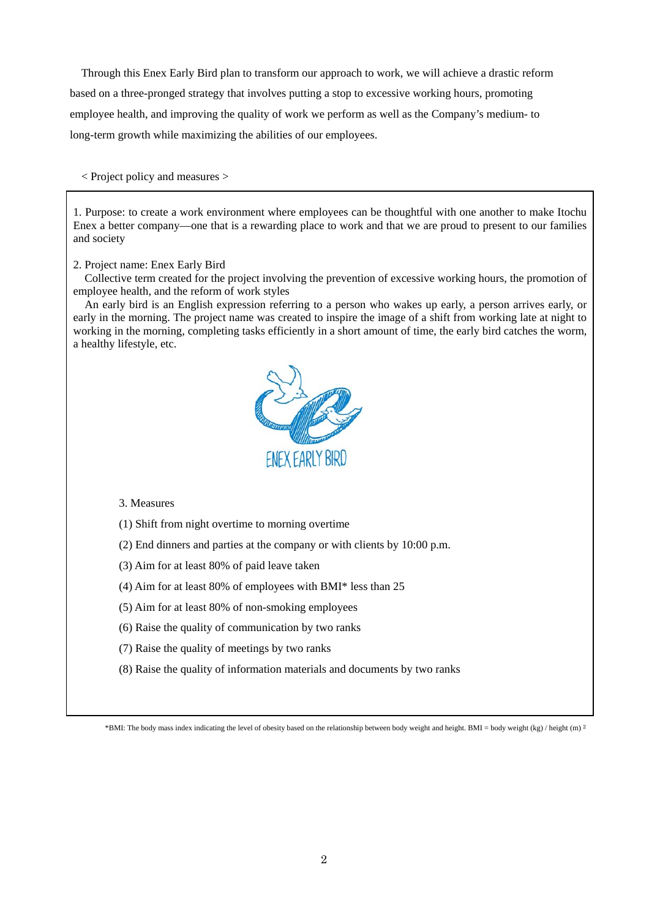Through this Enex Early Bird plan to transform our approach to work, we will achieve a drastic reform based on a three-pronged strategy that involves putting a stop to excessive working hours, promoting employee health, and improving the quality of work we perform as well as the Company's medium- to long-term growth while maximizing the abilities of our employees.

< Project policy and measures >

1. Purpose: to create a work environment where employees can be thoughtful with one another to make Itochu Enex a better company—one that is a rewarding place to work and that we are proud to present to our families and society

2. Project name: Enex Early Bird

Collective term created for the project involving the prevention of excessive working hours, the promotion of employee health, and the reform of work styles

An early bird is an English expression referring to a person who wakes up early, a person arrives early, or early in the morning. The project name was created to inspire the image of a shift from working late at night to working in the morning, completing tasks efficiently in a short amount of time, the early bird catches the worm, a healthy lifestyle, etc.

ENEX EARLY BIRD

3. Measures

(1) Shift from night overtime to morning overtime

(2) End dinners and parties at the company or with clients by 10:00 p.m.

(3) Aim for at least 80% of paid leave taken

(4) Aim for at least 80% of employees with BMI* less than 25

(5) Aim for at least 80% of non-smoking employees

(6) Raise the quality of communication by two ranks

(7) Raise the quality of meetings by two ranks

(8) Raise the quality of information materials and documents by two ranks

*BMI: The body mass index indicating the level of obesity based on the relationship between body weight and height. BMI = body weight (kg) / height (m) $^2$